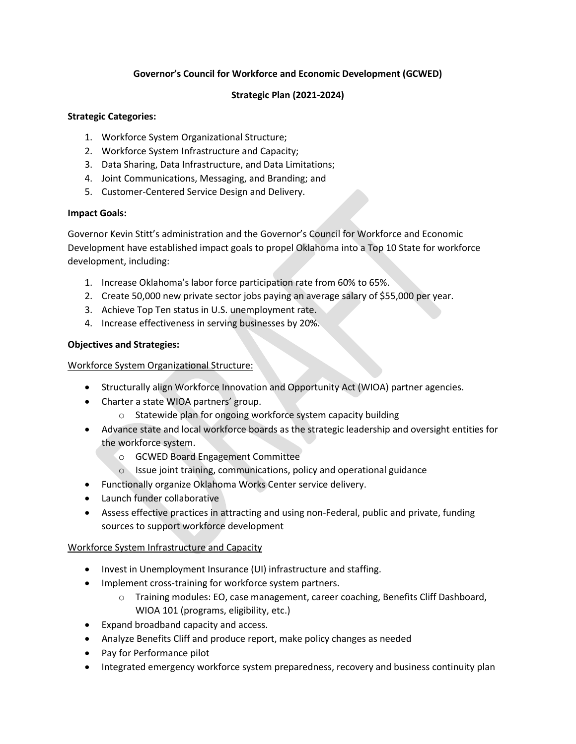# Governor's Council for Workforce and Economic Development (GCWED)

## Strategic Plan (2021-2024)

**Strategic Categories:**

1. Workforce System Organizational Structure;
2. Workforce System Infrastructure and Capacity;
3. Data Sharing, Data Infrastructure, and Data Limitations;
4. Joint Communications, Messaging, and Branding; and
5. Customer-Centered Service Design and Delivery.

**Impact Goals:**

Governor Kevin Stitt's administration and the Governor's Council for Workforce and Economic Development have established impact goals to propel Oklahoma into a Top 10 State for workforce development, including:

1. Increase Oklahoma's labor force participation rate from 60% to 65%.
2. Create 50,000 new private sector jobs paying an average salary of $55,000 per year.
3. Achieve Top Ten status in U.S. unemployment rate.
4. Increase effectiveness in serving businesses by 20%.

**Objectives and Strategies:**

<u>Workforce System Organizational Structure:</u>

- Structurally align Workforce Innovation and Opportunity Act (WIOA) partner agencies.
- Charter a state WIOA partners' group.
  - Statewide plan for ongoing workforce system capacity building
- Advance state and local workforce boards as the strategic leadership and oversight entities for the workforce system.
  - GCWED Board Engagement Committee
  - Issue joint training, communications, policy and operational guidance
- Functionally organize Oklahoma Works Center service delivery.
- Launch funder collaborative
- Assess effective practices in attracting and using non-Federal, public and private, funding sources to support workforce development

<u>Workforce System Infrastructure and Capacity</u>

- Invest in Unemployment Insurance (UI) infrastructure and staffing.
- Implement cross-training for workforce system partners.
  - Training modules: EO, case management, career coaching, Benefits Cliff Dashboard, WIOA 101 (programs, eligibility, etc.)
- Expand broadband capacity and access.
- Analyze Benefits Cliff and produce report, make policy changes as needed
- Pay for Performance pilot
- Integrated emergency workforce system preparedness, recovery and business continuity plan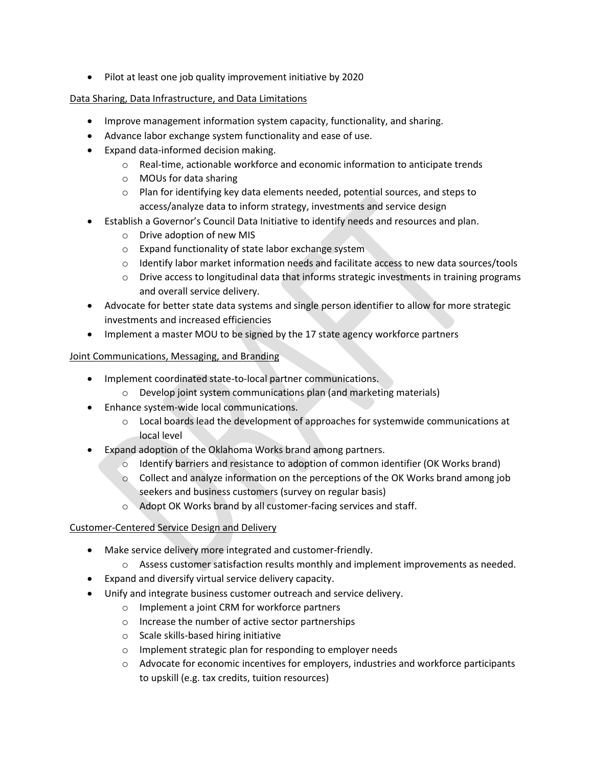- Pilot at least one job quality improvement initiative by 2020

<u>Data Sharing, Data Infrastructure, and Data Limitations</u>

- Improve management information system capacity, functionality, and sharing.
- Advance labor exchange system functionality and ease of use.
- Expand data-informed decision making.
  - Real-time, actionable workforce and economic information to anticipate trends
  - MOUs for data sharing
  - Plan for identifying key data elements needed, potential sources, and steps to access/analyze data to inform strategy, investments and service design
- Establish a Governor's Council Data Initiative to identify needs and resources and plan.
  - Drive adoption of new MIS
  - Expand functionality of state labor exchange system
  - Identify labor market information needs and facilitate access to new data sources/tools
  - Drive access to longitudinal data that informs strategic investments in training programs and overall service delivery.
- Advocate for better state data systems and single person identifier to allow for more strategic investments and increased efficiencies
- Implement a master MOU to be signed by the 17 state agency workforce partners

<u>Joint Communications, Messaging, and Branding</u>

- Implement coordinated state-to-local partner communications.
  - Develop joint system communications plan (and marketing materials)
- Enhance system-wide local communications.
  - Local boards lead the development of approaches for systemwide communications at local level
- Expand adoption of the Oklahoma Works brand among partners.
  - Identify barriers and resistance to adoption of common identifier (OK Works brand)
  - Collect and analyze information on the perceptions of the OK Works brand among job seekers and business customers (survey on regular basis)
  - Adopt OK Works brand by all customer-facing services and staff.

<u>Customer-Centered Service Design and Delivery</u>

- Make service delivery more integrated and customer-friendly.
  - Assess customer satisfaction results monthly and implement improvements as needed.
- Expand and diversify virtual service delivery capacity.
- Unify and integrate business customer outreach and service delivery.
  - Implement a joint CRM for workforce partners
  - Increase the number of active sector partnerships
  - Scale skills-based hiring initiative
  - Implement strategic plan for responding to employer needs
  - Advocate for economic incentives for employers, industries and workforce participants to upskill (e.g. tax credits, tuition resources)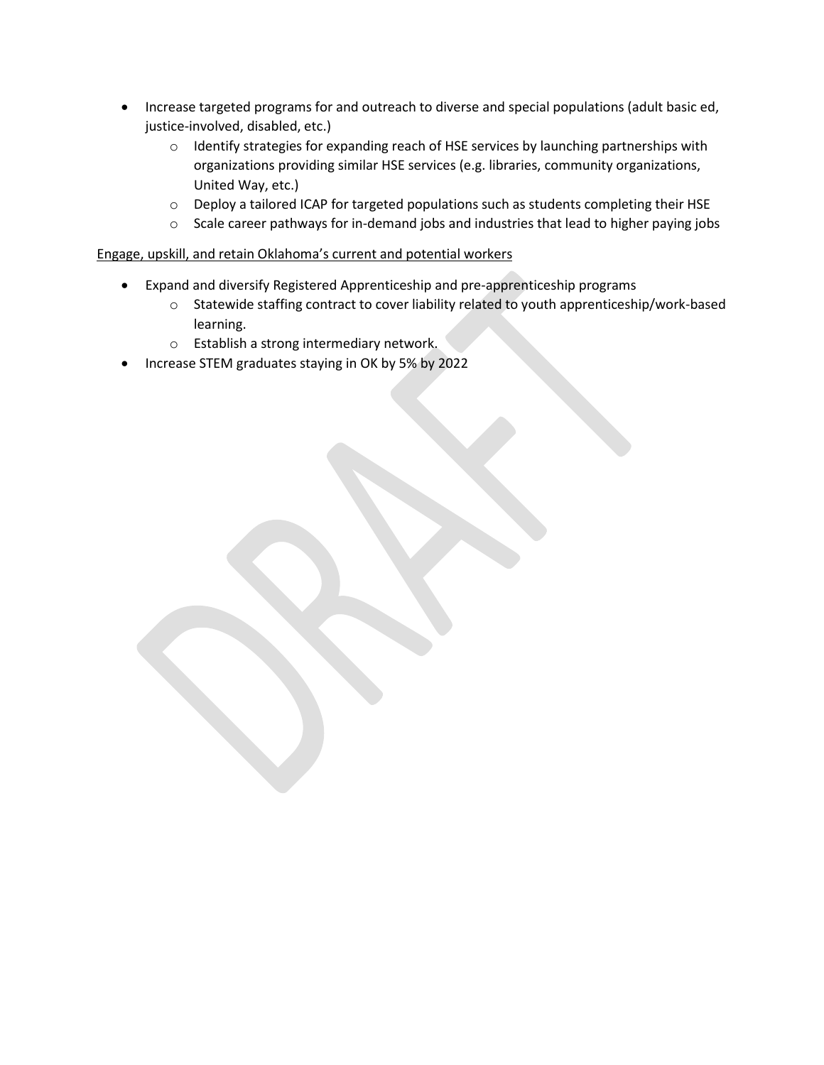- Increase targeted programs for and outreach to diverse and special populations (adult basic ed, justice-involved, disabled, etc.)
  - Identify strategies for expanding reach of HSE services by launching partnerships with organizations providing similar HSE services (e.g. libraries, community organizations, United Way, etc.)
  - Deploy a tailored ICAP for targeted populations such as students completing their HSE
  - Scale career pathways for in-demand jobs and industries that lead to higher paying jobs

<u>Engage, upskill, and retain Oklahoma's current and potential workers</u>

- Expand and diversify Registered Apprenticeship and pre-apprenticeship programs
  - Statewide staffing contract to cover liability related to youth apprenticeship/work-based learning.
  - Establish a strong intermediary network.
- Increase STEM graduates staying in OK by 5% by 2022